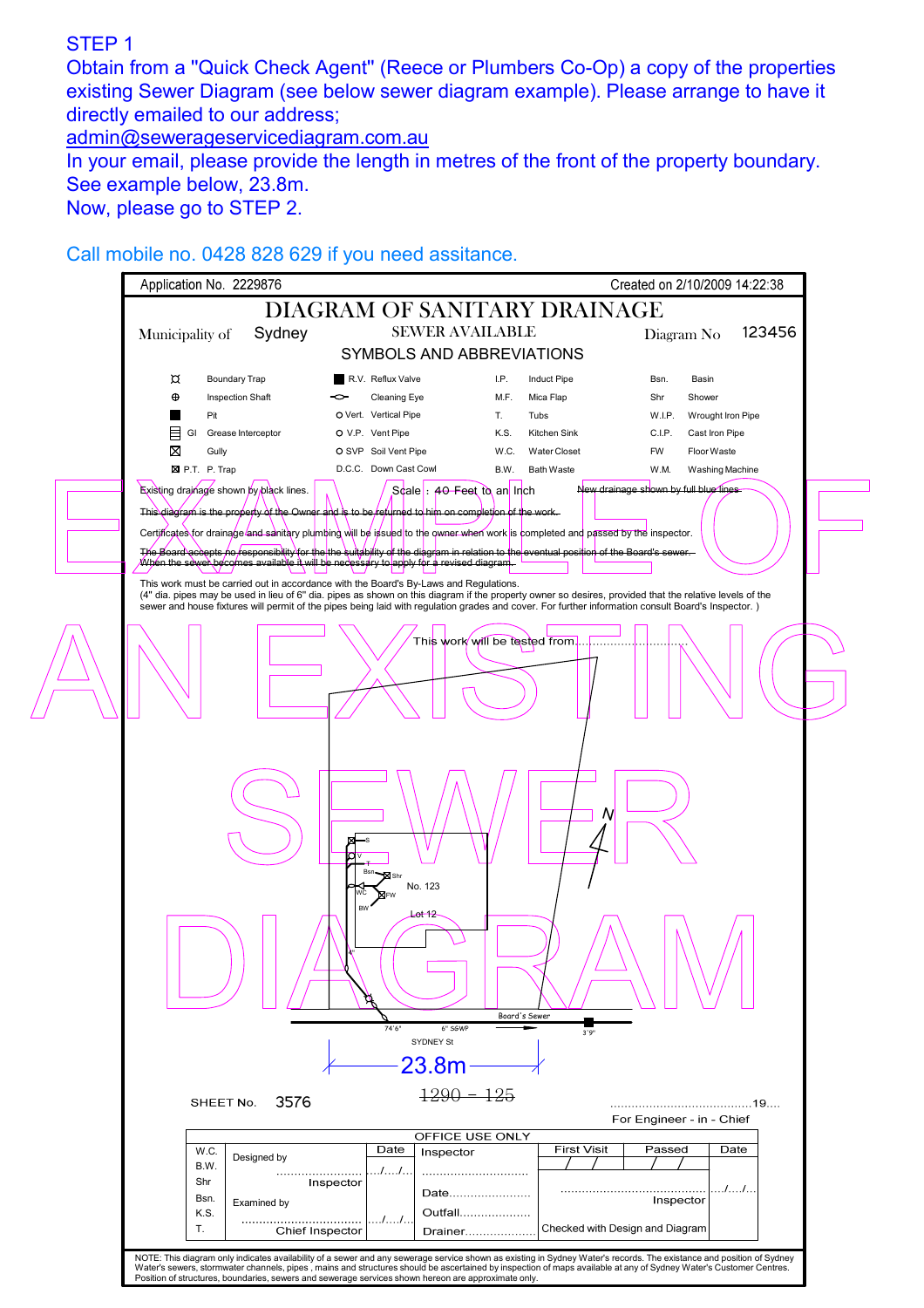STEP 1

Obtain from a "Quick Check Agent" (Reece or Plumbers Co-Op) a copy of the properties existing Sewer Diagram (see below sewer diagram example). Please arrange to have it directly emailed to our address;

admin@seweragesservicediagram.com.au

In your email, please provide the length in metres of the front of the property boundary. See example below, 23.8m.

Now, please go to STEP 2.

Call mobile no. 0428 828 629 if you need assitance.

EXAMPLE OF AN EXISTING SEWER DIAGRAM

Application No. 2229876 — Created on 2/10/2009 14:22:38

# DIAGRAM OF SANITARY DRAINAGE

Municipality of Sydney — SEWER AVAILABLE — Diagram No 123456

## SYMBOLS AND ABBREVIATIONS

| Symbol | Meaning | Symbol | Meaning | Abbr. | Meaning | Abbr. | Meaning |
|---|---|---|---|---|---|---|---|
| ⌑ | Boundary Trap | ■ R.V. | Reflux Valve | I.P. | Induct Pipe | Bsn. | Basin |
| ⊕ | Inspection Shaft | ⊸ | Cleaning Eye | M.F. | Mica Flap | Shr | Shower |
| ■ | Pit | O Vert. | Vertical Pipe | T. | Tubs | W.I.P. | Wrought Iron Pipe |
| ▤ GI | Grease Interceptor | O V.P. | Vent Pipe | K.S. | Kitchen Sink | C.I.P. | Cast Iron Pipe |
| ⊠ | Gully | O SVP | Soil Vent Pipe | W.C. | Water Closet | FW | Floor Waste |
| ⊠ P.T. | P. Trap | D.C.C. | Down Cast Cowl | B.W. | Bath Waste | W.M. | Washing Machine |

Existing drainage shown by black lines. Scale : 40 Feet to an Inch ~~New drainage shown by full blue lines.~~

~~This diagram is the property of the Owner and is to be returned to him on completion of the work.~~

Certificates for drainage and sanitary plumbing will be issued to the owner when work is completed and passed by the inspector.

~~The Board accepts no responsibility for the the suitability of the diagram in relation to the eventual position of the Board's sewer. When the sewer becomes available it will be necessary to apply for a revised diagram.~~

This work must be carried out in accordance with the Board's By-Laws and Regulations.
(4" dia. pipes may be used in lieu of 6" dia. pipes as shown on this diagram if the property owner so desires, provided that the relative levels of the sewer and house fixtures will permit of the pipes being laid with regulation grades and cover. For further information consult Board's Inspector. )

This work will be tested from..............................

S, V, T, Bsn, Shr, WC, FW, BW, 4", N

No. 123

Lot 12

Board's Sewer

74'6" 6" S&WP 3'9"

SYDNEY St

23.8m

~~1290 – 125~~

SHEET No. 3576

.........................................19....

For Engineer - in - Chief

| OFFICE USE ONLY | | | | | | |
|---|---|---|---|---|---|---|
| W.C. | Designed by | Date | Inspector | First Visit | Passed | Date |
| B.W. | ........................ | .../.../... | .............................. | / / | / / | |
| Shr | Inspector | | Date........................ | ........................................... | | .../.../... |
| Bsn. | Examined by | | Outfall.................... | Inspector | | |
| K.S. | ........................ | .../.../... | | | | |
| T. | Chief Inspector | | Drainer.................... | Checked with Design and Diagram | | |

NOTE: This diagram only indicates availability of a sewer and any sewerage service shown as existing in Sydney Water's records. The existance and position of Sydney Water's sewers, stormwater channels, pipes , mains and structures should be ascertained by inspection of maps available at any of Sydney Water's Customer Centres. Position of structures, boundaries, sewers and sewerage services shown hereon are approximate only.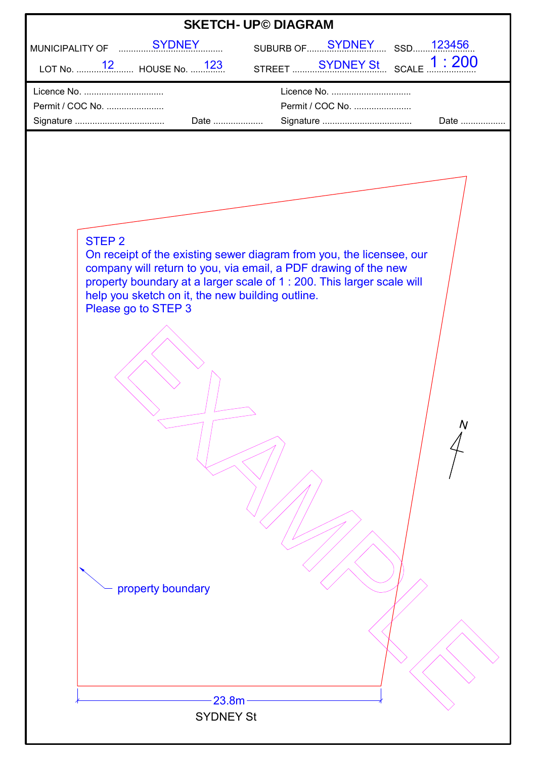# SKETCH- UP© DIAGRAM

| | | | |
|---|---|---|---|
| MUNICIPALITY OF SYDNEY | SUBURB OF SYDNEY | SSD 123456 | |
| LOT No. 12 | HOUSE No. 123 | STREET SYDNEY St | SCALE 1 : 200 |

| | | | |
|---|---|---|---|
| Licence No. | | Licence No. | |
| Permit / COC No. | | Permit / COC No. | |
| Signature | Date | Signature | Date |

STEP 2
On receipt of the existing sewer diagram from you, the licensee, our company will return to you, via email, a PDF drawing of the new property boundary at a larger scale of 1 : 200. This larger scale will help you sketch on it, the new building outline.
Please go to STEP 3

EXAMPLE

N

property boundary

23.8m

SYDNEY St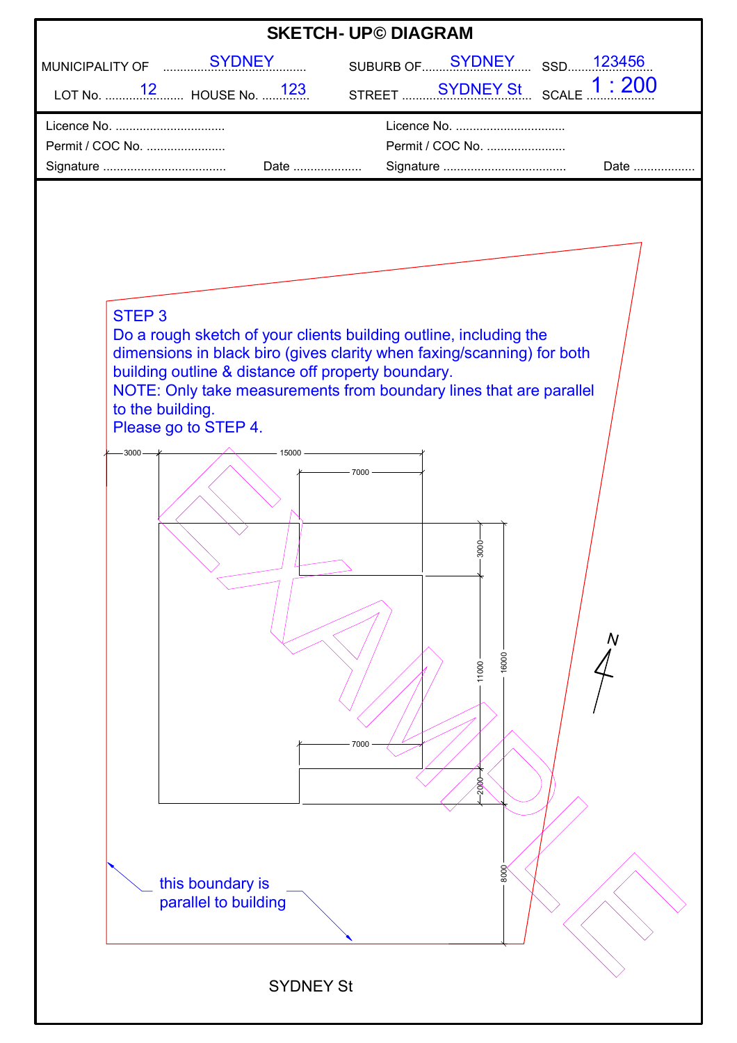# SKETCH- UP© DIAGRAM

MUNICIPALITY OF SYDNEY SUBURB OF SYDNEY SSD 123456

LOT No. 12 HOUSE No. 123 STREET SYDNEY St SCALE 1 : 200

| | | |
|---|---|---|
| Licence No. ................................ | | Licence No. ................................ |
| Permit / COC No. ....................... | | Permit / COC No. ....................... |
| Signature .................................... | Date .................... | Signature .................................... Date .................. |

STEP 3

Do a rough sketch of your clients building outline, including the dimensions in black biro (gives clarity when faxing/scanning) for both building outline & distance off property boundary.

NOTE: Only take measurements from boundary lines that are parallel to the building.

Please go to STEP 4.

3000 15000 7000 3000 11000 16000 7000 2000 8000

N

EXAMPLE

this boundary is parallel to building

SYDNEY St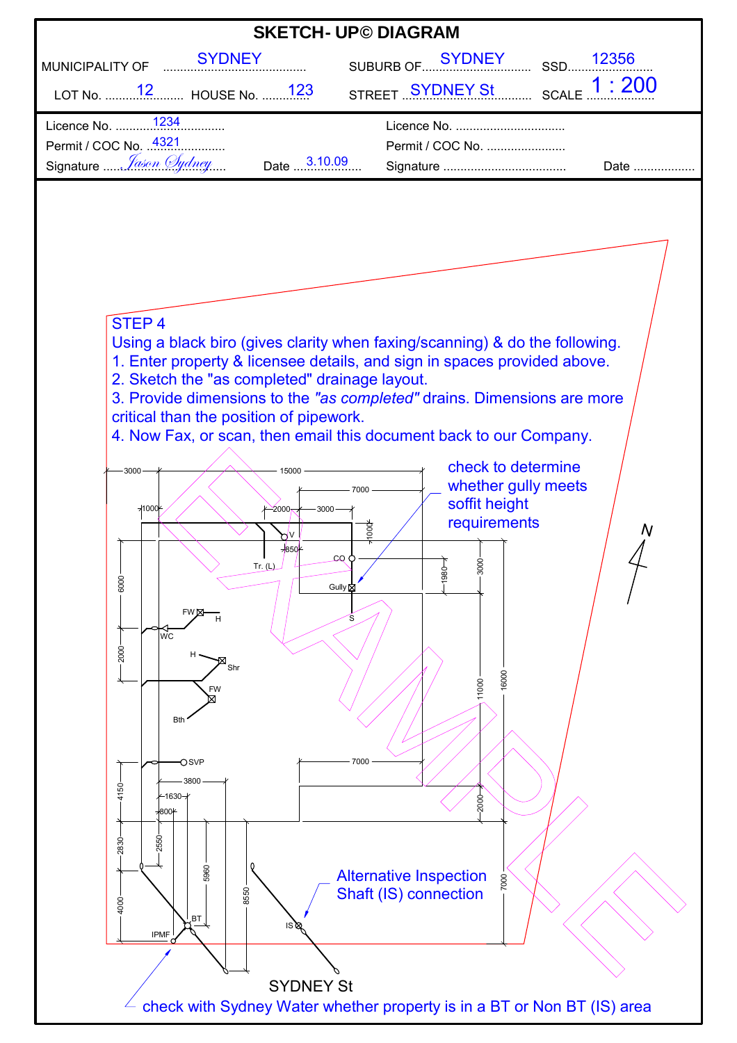# SKETCH- UP© DIAGRAM

MUNICIPALITY OF ...SYDNEY... SUBURB OF ...SYDNEY... SSD ...12356...

LOT No. ...12... HOUSE No. ...123... STREET ...SYDNEY St... SCALE ...1 : 200...

| | |
|---|---|
| Licence No. ...1234... | Licence No. ................................ |
| Permit / COC No. ...4321... | Permit / COC No. ....................... |
| Signature ...*Jason Sydney*... Date ...3.10.09... | Signature .................................... Date .................. |

STEP 4

Using a black biro (gives clarity when faxing/scanning) & do the following.

1. Enter property & licensee details, and sign in spaces provided above.
2. Sketch the "as completed" drainage layout.
3. Provide dimensions to the *"as completed"* drains. Dimensions are more critical than the position of pipework.
4. Now Fax, or scan, then email this document back to our Company.

3000
15000
7000
1000
2000
3000
1000
V
850
Tr. (L)
CO
Gully
S
1980
3000
6000
FW
H
WC
2000
H
Shr
FW
Bth
11000
16000
SVP
7000
4150
3800
1630
800
2000
2830
2550
5960
8550
7000
4000
BT
IPMF
IS
N

check to determine whether gully meets soffit height requirements

Alternative Inspection Shaft (IS) connection

SYDNEY St

check with Sydney Water whether property is in a BT or Non BT (IS) area

EXAMPLE